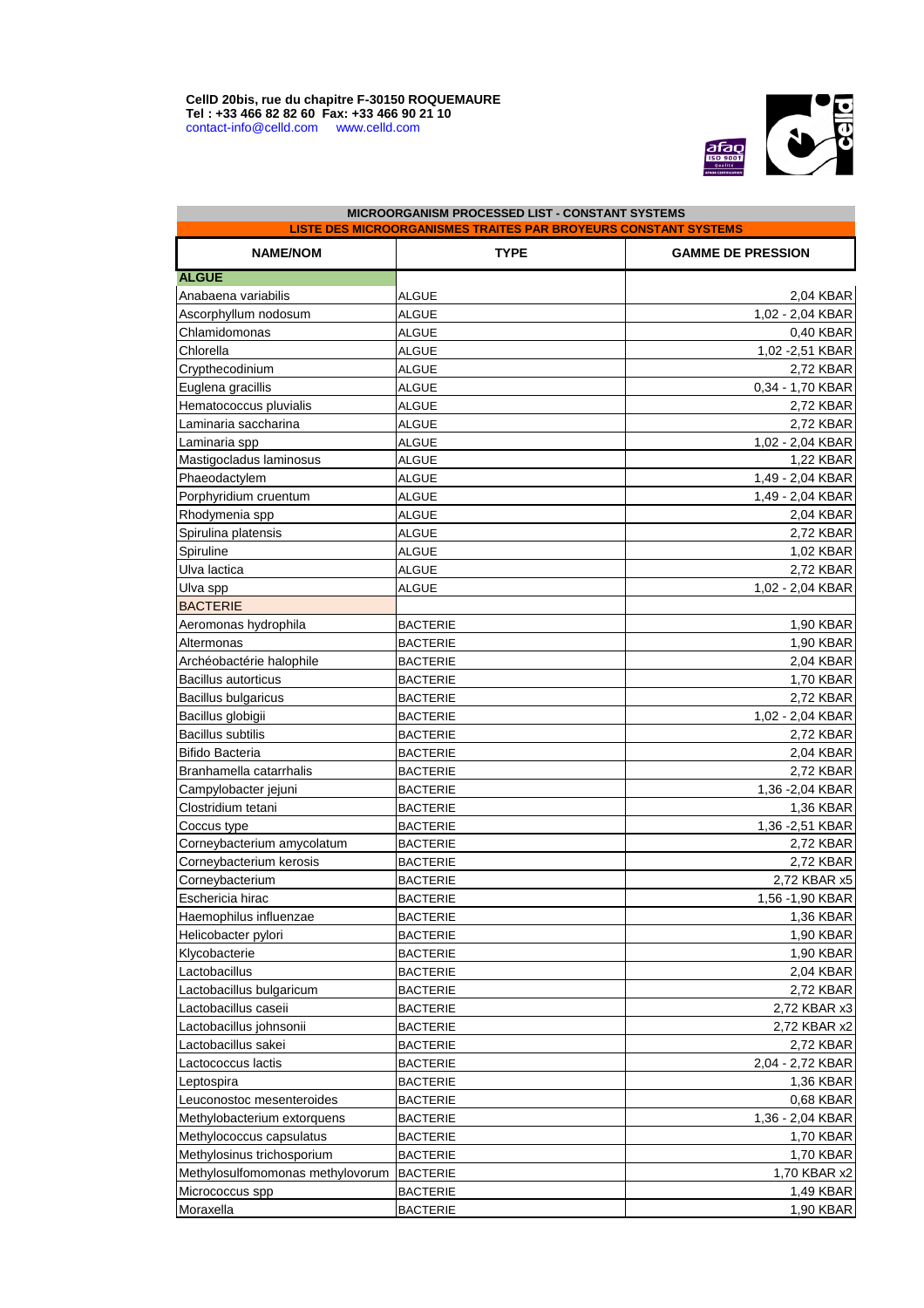**CellD 20bis, rue du chapitre F-30150 ROQUEMAURE**
**Tel : +33 466 82 82 60 Fax: +33 466 90 21 10**
contact-info@celld.com www.celld.com

**MICROORGANISM PROCESSED LIST - CONSTANT SYSTEMS**

**LISTE DES MICROORGANISMES TRAITES PAR BROYEURS CONSTANT SYSTEMS**

| NAME/NOM | TYPE | GAMME DE PRESSION |
|---|---|---|
| **ALGUE** | | |
| Anabaena variabilis | ALGUE | 2,04 KBAR |
| Ascorphyllum nodosum | ALGUE | 1,02 - 2,04 KBAR |
| Chlamidomonas | ALGUE | 0,40 KBAR |
| Chlorella | ALGUE | 1,02 -2,51 KBAR |
| Crypthecodinium | ALGUE | 2,72 KBAR |
| Euglena gracillis | ALGUE | 0,34 - 1,70 KBAR |
| Hematococcus pluvialis | ALGUE | 2,72 KBAR |
| Laminaria saccharina | ALGUE | 2,72 KBAR |
| Laminaria spp | ALGUE | 1,02 - 2,04 KBAR |
| Mastigocladus laminosus | ALGUE | 1,22 KBAR |
| Phaeodactylem | ALGUE | 1,49 - 2,04 KBAR |
| Porphyridium cruentum | ALGUE | 1,49 - 2,04 KBAR |
| Rhodymenia spp | ALGUE | 2,04 KBAR |
| Spirulina platensis | ALGUE | 2,72 KBAR |
| Spiruline | ALGUE | 1,02 KBAR |
| Ulva lactica | ALGUE | 2,72 KBAR |
| Ulva spp | ALGUE | 1,02 - 2,04 KBAR |
| BACTERIE | | |
| Aeromonas hydrophila | BACTERIE | 1,90 KBAR |
| Altermonas | BACTERIE | 1,90 KBAR |
| Archéobactérie halophile | BACTERIE | 2,04 KBAR |
| Bacillus autorticus | BACTERIE | 1,70 KBAR |
| Bacillus bulgaricus | BACTERIE | 2,72 KBAR |
| Bacillus globigii | BACTERIE | 1,02 - 2,04 KBAR |
| Bacillus subtilis | BACTERIE | 2,72 KBAR |
| Bifido Bacteria | BACTERIE | 2,04 KBAR |
| Branhamella catarrhalis | BACTERIE | 2,72 KBAR |
| Campylobacter jejuni | BACTERIE | 1,36 -2,04 KBAR |
| Clostridium tetani | BACTERIE | 1,36 KBAR |
| Coccus type | BACTERIE | 1,36 -2,51 KBAR |
| Corneybacterium amycolatum | BACTERIE | 2,72 KBAR |
| Corneybacterium kerosis | BACTERIE | 2,72 KBAR |
| Corneybacterium | BACTERIE | 2,72 KBAR x5 |
| Eschericia hirac | BACTERIE | 1,56 -1,90 KBAR |
| Haemophilus influenzae | BACTERIE | 1,36 KBAR |
| Helicobacter pylori | BACTERIE | 1,90 KBAR |
| Klycobacterie | BACTERIE | 1,90 KBAR |
| Lactobacillus | BACTERIE | 2,04 KBAR |
| Lactobacillus bulgaricum | BACTERIE | 2,72 KBAR |
| Lactobacillus caseii | BACTERIE | 2,72 KBAR x3 |
| Lactobacillus johnsonii | BACTERIE | 2,72 KBAR x2 |
| Lactobacillus sakei | BACTERIE | 2,72 KBAR |
| Lactococcus lactis | BACTERIE | 2,04 - 2,72 KBAR |
| Leptospira | BACTERIE | 1,36 KBAR |
| Leuconostoc mesenteroides | BACTERIE | 0,68 KBAR |
| Methylobacterium extorquens | BACTERIE | 1,36 - 2,04 KBAR |
| Methylococcus capsulatus | BACTERIE | 1,70 KBAR |
| Methylosinus trichosporium | BACTERIE | 1,70 KBAR |
| Methylosulfomomonas methylovorum | BACTERIE | 1,70 KBAR x2 |
| Micrococcus spp | BACTERIE | 1,49 KBAR |
| Moraxella | BACTERIE | 1,90 KBAR |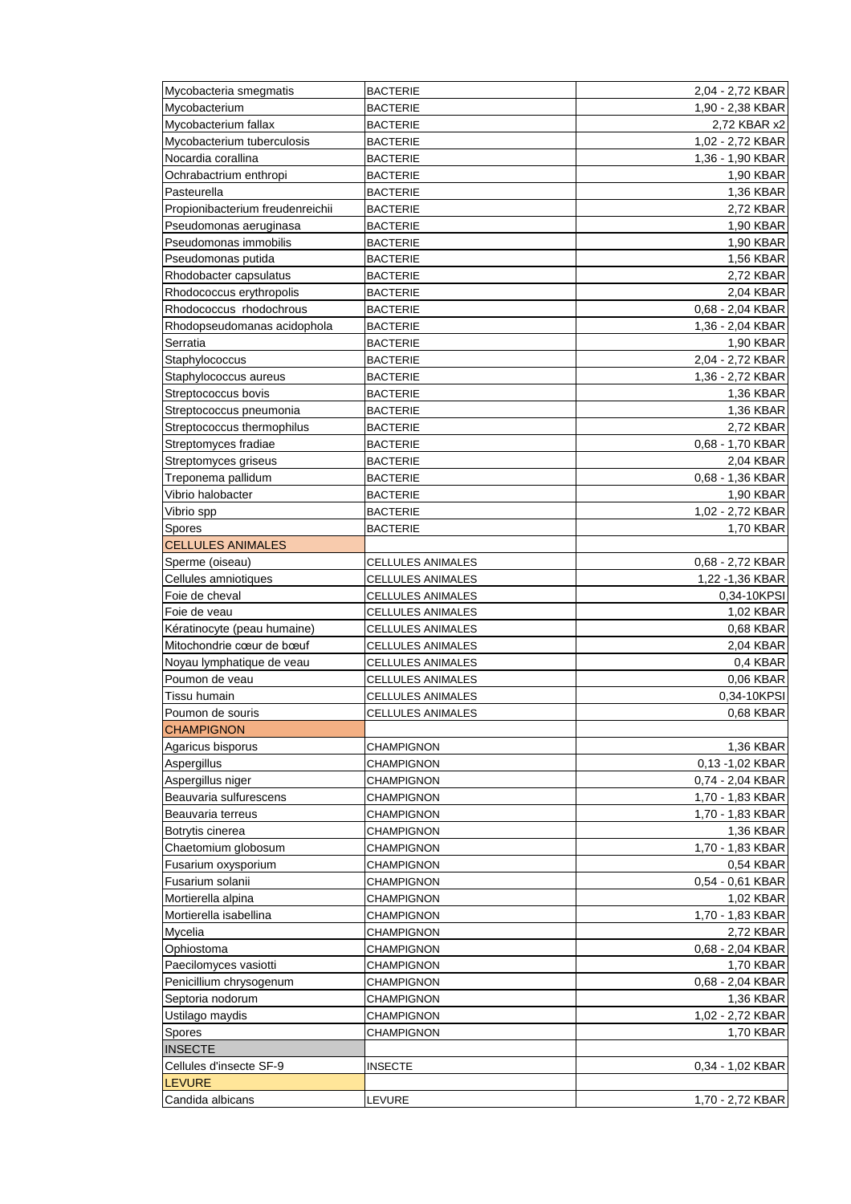| | | |
|---|---|---|
| Mycobacteria smegmatis | BACTERIE | 2,04 - 2,72 KBAR |
| Mycobacterium | BACTERIE | 1,90 - 2,38 KBAR |
| Mycobacterium fallax | BACTERIE | 2,72 KBAR x2 |
| Mycobacterium tuberculosis | BACTERIE | 1,02 - 2,72 KBAR |
| Nocardia corallina | BACTERIE | 1,36 - 1,90 KBAR |
| Ochrabactrium enthropi | BACTERIE | 1,90 KBAR |
| Pasteurella | BACTERIE | 1,36 KBAR |
| Propionibacterium freudenreichii | BACTERIE | 2,72 KBAR |
| Pseudomonas aeruginasa | BACTERIE | 1,90 KBAR |
| Pseudomonas immobilis | BACTERIE | 1,90 KBAR |
| Pseudomonas putida | BACTERIE | 1,56 KBAR |
| Rhodobacter capsulatus | BACTERIE | 2,72 KBAR |
| Rhodococcus erythropolis | BACTERIE | 2,04 KBAR |
| Rhodococcus  rhodochrous | BACTERIE | 0,68 - 2,04 KBAR |
| Rhodopseudomanas acidophola | BACTERIE | 1,36 - 2,04 KBAR |
| Serratia | BACTERIE | 1,90 KBAR |
| Staphylococcus | BACTERIE | 2,04 - 2,72 KBAR |
| Staphylococcus aureus | BACTERIE | 1,36 - 2,72 KBAR |
| Streptococcus bovis | BACTERIE | 1,36 KBAR |
| Streptococcus pneumonia | BACTERIE | 1,36 KBAR |
| Streptococcus thermophilus | BACTERIE | 2,72 KBAR |
| Streptomyces fradiae | BACTERIE | 0,68 - 1,70 KBAR |
| Streptomyces griseus | BACTERIE | 2,04 KBAR |
| Treponema pallidum | BACTERIE | 0,68 - 1,36 KBAR |
| Vibrio halobacter | BACTERIE | 1,90 KBAR |
| Vibrio spp | BACTERIE | 1,02 - 2,72 KBAR |
| Spores | BACTERIE | 1,70 KBAR |
| CELLULES ANIMALES | | |
| Sperme (oiseau) | CELLULES ANIMALES | 0,68 - 2,72 KBAR |
| Cellules amniotiques | CELLULES ANIMALES | 1,22 -1,36 KBAR |
| Foie de cheval | CELLULES ANIMALES | 0,34-10KPSI |
| Foie de veau | CELLULES ANIMALES | 1,02 KBAR |
| Kératinocyte (peau humaine) | CELLULES ANIMALES | 0,68 KBAR |
| Mitochondrie cœur de bœuf | CELLULES ANIMALES | 2,04 KBAR |
| Noyau lymphatique de veau | CELLULES ANIMALES | 0,4 KBAR |
| Poumon de veau | CELLULES ANIMALES | 0,06 KBAR |
| Tissu humain | CELLULES ANIMALES | 0,34-10KPSI |
| Poumon de souris | CELLULES ANIMALES | 0,68 KBAR |
| CHAMPIGNON | | |
| Agaricus bisporus | CHAMPIGNON | 1,36 KBAR |
| Aspergillus | CHAMPIGNON | 0,13 -1,02 KBAR |
| Aspergillus niger | CHAMPIGNON | 0,74 - 2,04 KBAR |
| Beauvaria sulfurescens | CHAMPIGNON | 1,70 - 1,83 KBAR |
| Beauvaria terreus | CHAMPIGNON | 1,70 - 1,83 KBAR |
| Botrytis cinerea | CHAMPIGNON | 1,36 KBAR |
| Chaetomium globosum | CHAMPIGNON | 1,70 - 1,83 KBAR |
| Fusarium oxysporium | CHAMPIGNON | 0,54 KBAR |
| Fusarium solanii | CHAMPIGNON | 0,54 - 0,61 KBAR |
| Mortierella alpina | CHAMPIGNON | 1,02 KBAR |
| Mortierella isabellina | CHAMPIGNON | 1,70 - 1,83 KBAR |
| Mycelia | CHAMPIGNON | 2,72 KBAR |
| Ophiostoma | CHAMPIGNON | 0,68 - 2,04 KBAR |
| Paecilomyces vasiotti | CHAMPIGNON | 1,70 KBAR |
| Penicillium chrysogenum | CHAMPIGNON | 0,68 - 2,04 KBAR |
| Septoria nodorum | CHAMPIGNON | 1,36 KBAR |
| Ustilago maydis | CHAMPIGNON | 1,02 - 2,72 KBAR |
| Spores | CHAMPIGNON | 1,70 KBAR |
| INSECTE | | |
| Cellules d'insecte SF-9 | INSECTE | 0,34 - 1,02 KBAR |
| LEVURE | | |
| Candida albicans | LEVURE | 1,70 - 2,72 KBAR |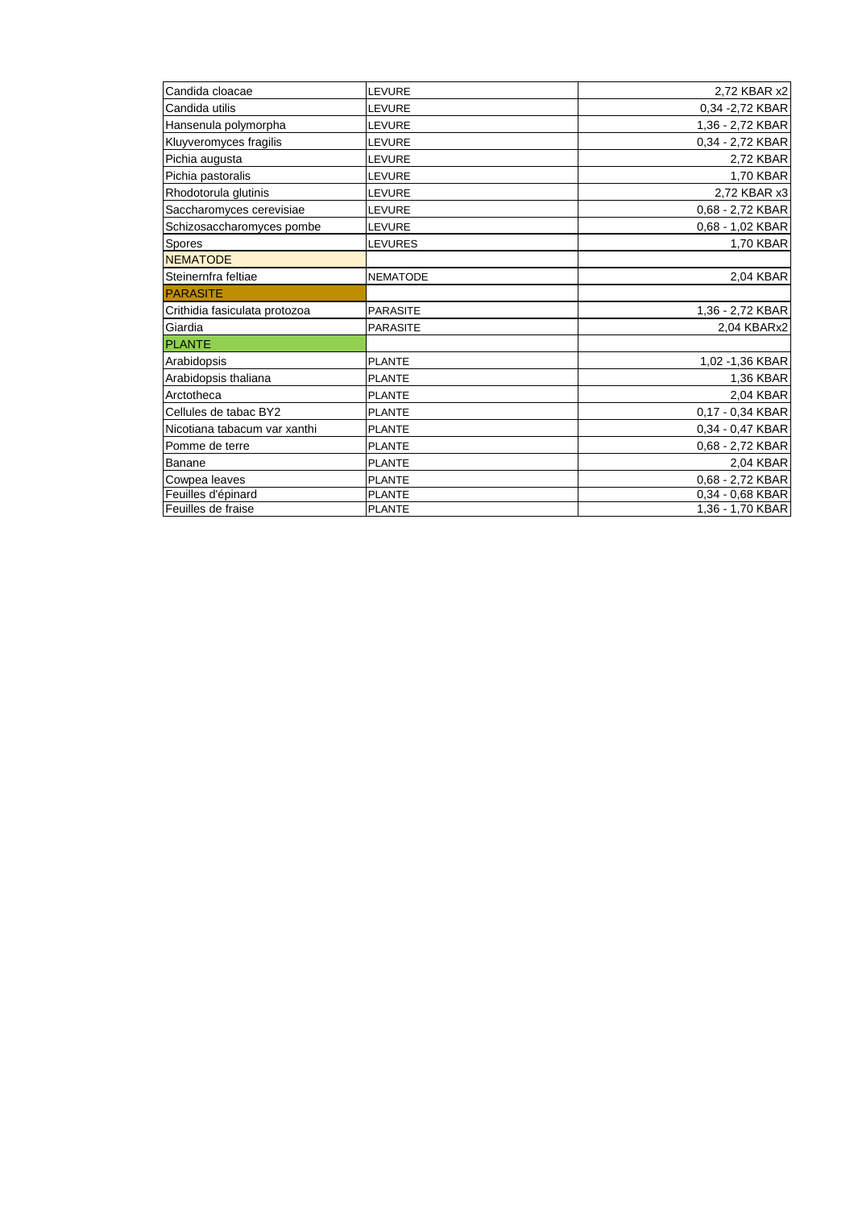| | | |
|---|---|---|
| Candida cloacae | LEVURE | 2,72 KBAR x2 |
| Candida utilis | LEVURE | 0,34 -2,72 KBAR |
| Hansenula polymorpha | LEVURE | 1,36 - 2,72 KBAR |
| Kluyveromyces fragilis | LEVURE | 0,34 - 2,72 KBAR |
| Pichia augusta | LEVURE | 2,72 KBAR |
| Pichia pastoralis | LEVURE | 1,70 KBAR |
| Rhodotorula glutinis | LEVURE | 2,72 KBAR x3 |
| Saccharomyces cerevisiae | LEVURE | 0,68 - 2,72 KBAR |
| Schizosaccharomyces pombe | LEVURE | 0,68 - 1,02 KBAR |
| Spores | LEVURES | 1,70 KBAR |
| NEMATODE | | |
| Steinernfra feltiae | NEMATODE | 2,04 KBAR |
| PARASITE | | |
| Crithidia fasiculata protozoa | PARASITE | 1,36 - 2,72 KBAR |
| Giardia | PARASITE | 2,04 KBARx2 |
| PLANTE | | |
| Arabidopsis | PLANTE | 1,02 -1,36 KBAR |
| Arabidopsis thaliana | PLANTE | 1,36 KBAR |
| Arctotheca | PLANTE | 2,04 KBAR |
| Cellules de tabac BY2 | PLANTE | 0,17 - 0,34 KBAR |
| Nicotiana tabacum var xanthi | PLANTE | 0,34 - 0,47 KBAR |
| Pomme de terre | PLANTE | 0,68 - 2,72 KBAR |
| Banane | PLANTE | 2,04 KBAR |
| Cowpea leaves | PLANTE | 0,68 - 2,72 KBAR |
| Feuilles d'épinard | PLANTE | 0,34 - 0,68 KBAR |
| Feuilles de fraise | PLANTE | 1,36 - 1,70 KBAR |